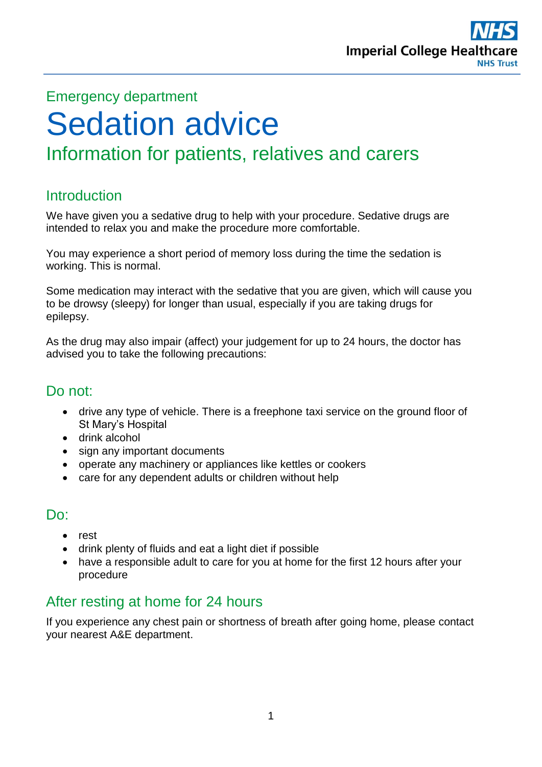Imperial College Healthcare NHS Trust

Emergency department

# Sedation advice

## Information for patients, relatives and carers

### Introduction

We have given you a sedative drug to help with your procedure. Sedative drugs are intended to relax you and make the procedure more comfortable.

You may experience a short period of memory loss during the time the sedation is working. This is normal.

Some medication may interact with the sedative that you are given, which will cause you to be drowsy (sleepy) for longer than usual, especially if you are taking drugs for epilepsy.

As the drug may also impair (affect) your judgement for up to 24 hours, the doctor has advised you to take the following precautions:

### Do not:

- drive any type of vehicle. There is a freephone taxi service on the ground floor of St Mary's Hospital
- drink alcohol
- sign any important documents
- operate any machinery or appliances like kettles or cookers
- care for any dependent adults or children without help

### Do:

- rest
- drink plenty of fluids and eat a light diet if possible
- have a responsible adult to care for you at home for the first 12 hours after your procedure

### After resting at home for 24 hours

If you experience any chest pain or shortness of breath after going home, please contact your nearest A&E department.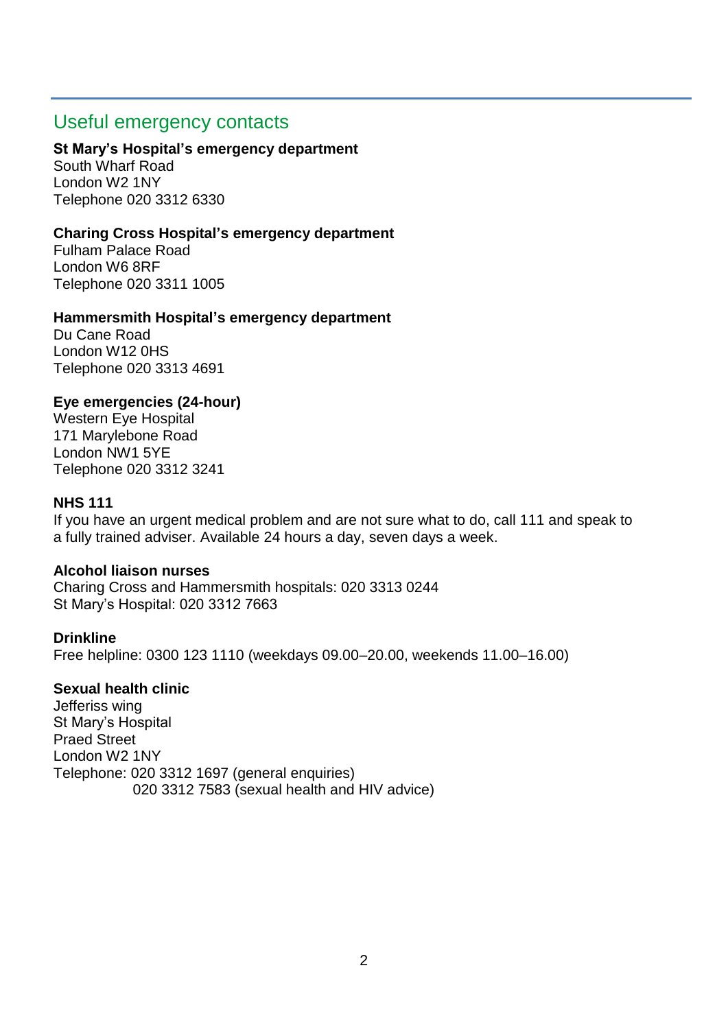## Useful emergency contacts

**St Mary's Hospital's emergency department**
South Wharf Road
London W2 1NY
Telephone 020 3312 6330

**Charing Cross Hospital's emergency department**
Fulham Palace Road
London W6 8RF
Telephone 020 3311 1005

**Hammersmith Hospital's emergency department**
Du Cane Road
London W12 0HS
Telephone 020 3313 4691

**Eye emergencies (24-hour)**
Western Eye Hospital
171 Marylebone Road
London NW1 5YE
Telephone 020 3312 3241

**NHS 111**
If you have an urgent medical problem and are not sure what to do, call 111 and speak to a fully trained adviser. Available 24 hours a day, seven days a week.

**Alcohol liaison nurses**
Charing Cross and Hammersmith hospitals: 020 3313 0244
St Mary's Hospital: 020 3312 7663

**Drinkline**
Free helpline: 0300 123 1110 (weekdays 09.00–20.00, weekends 11.00–16.00)

**Sexual health clinic**
Jefferiss wing
St Mary's Hospital
Praed Street
London W2 1NY
Telephone: 020 3312 1697 (general enquiries)
020 3312 7583 (sexual health and HIV advice)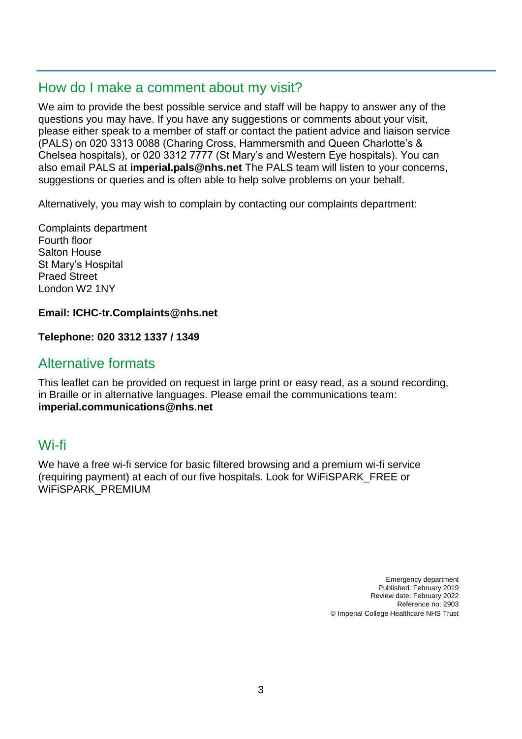## How do I make a comment about my visit?

We aim to provide the best possible service and staff will be happy to answer any of the questions you may have. If you have any suggestions or comments about your visit, please either speak to a member of staff or contact the patient advice and liaison service (PALS) on 020 3313 0088 (Charing Cross, Hammersmith and Queen Charlotte's & Chelsea hospitals), or 020 3312 7777 (St Mary's and Western Eye hospitals). You can also email PALS at **imperial.pals@nhs.net** The PALS team will listen to your concerns, suggestions or queries and is often able to help solve problems on your behalf.

Alternatively, you may wish to complain by contacting our complaints department:

Complaints department
Fourth floor
Salton House
St Mary's Hospital
Praed Street
London W2 1NY

**Email: ICHC-tr.Complaints@nhs.net**

**Telephone: 020 3312 1337 / 1349**

## Alternative formats

This leaflet can be provided on request in large print or easy read, as a sound recording, in Braille or in alternative languages. Please email the communications team: **imperial.communications@nhs.net**

## Wi-fi

We have a free wi-fi service for basic filtered browsing and a premium wi-fi service (requiring payment) at each of our five hospitals. Look for WiFiSPARK_FREE or WiFiSPARK_PREMIUM

Emergency department
Published: February 2019
Review date: February 2022
Reference no: 2903
© Imperial College Healthcare NHS Trust